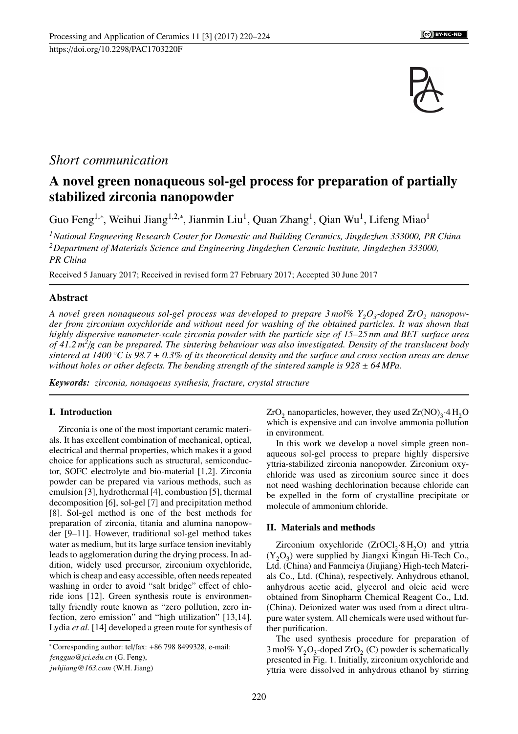https://doi.org/10.2298/PAC1703220F

*Short communication*

# A novel green nonaqueous sol-gel process for preparation of partially stabilized zirconia nanopowder

Guo Feng[1,*], Weihui Jiang[1,2,*], Jianmin Liu[1], Quan Zhang[1], Qian Wu[1], Lifeng Miao[1]

[1]*National Engneering Research Center for Domestic and Building Ceramics, Jingdezhen 333000, PR China*
[2]*Department of Materials Science and Engineering Jingdezhen Ceramic Institute, Jingdezhen 333000, PR China*

Received 5 January 2017; Received in revised form 27 February 2017; Accepted 30 June 2017

## Abstract

*A novel green nonaqueous sol-gel process was developed to prepare 3 mol% $Y_2O_3$-doped $ZrO_2$ nanopowder from zirconium oxychloride and without need for washing of the obtained particles. It was shown that highly dispersive nanometer-scale zirconia powder with the particle size of 15–25 nm and BET surface area of 41.2 $m^2/g$ can be prepared. The sintering behaviour was also investigated. Density of the translucent body sintered at 1400 °C is 98.7 ± 0.3% of its theoretical density and the surface and cross section areas are dense without holes or other defects. The bending strength of the sintered sample is 928 ± 64 MPa.*

***Keywords:*** *zirconia, nonaqoeus synthesis, fracture, crystal structure*

## I. Introduction

Zirconia is one of the most important ceramic materials. It has excellent combination of mechanical, optical, electrical and thermal properties, which makes it a good choice for applications such as structural, semiconductor, SOFC electrolyte and bio-material [1,2]. Zirconia powder can be prepared via various methods, such as emulsion [3], hydrothermal [4], combustion [5], thermal decomposition [6], sol-gel [7] and precipitation method [8]. Sol-gel method is one of the best methods for preparation of zirconia, titania and alumina nanopowder [9–11]. However, traditional sol-gel method takes water as medium, but its large surface tension inevitably leads to agglomeration during the drying process. In addition, widely used precursor, zirconium oxychloride, which is cheap and easy accessible, often needs repeated washing in order to avoid "salt bridge" effect of chloride ions [12]. Green synthesis route is environmentally friendly route known as "zero pollution, zero infection, zero emission" and "high utilization" [13,14]. Lydia *et al.* [14] developed a green route for synthesis of $ZrO_2$ nanoparticles, however, they used $Zr(NO)_3 \cdot 4\,H_2O$ which is expensive and can involve ammonia pollution in environment.

In this work we develop a novel simple green nonaqueous sol-gel process to prepare highly dispersive yttria-stabilized zirconia nanopowder. Zirconium oxychloride was used as zirconium source since it does not need washing dechlorination because chloride can be expelled in the form of crystalline precipitate or molecule of ammonium chloride.

## II. Materials and methods

Zirconium oxychloride ($ZrOCl_2 \cdot 8\,H_2O$) and yttria ($Y_2O_3$) were supplied by Jiangxi Kingan Hi-Tech Co., Ltd. (China) and Fanmeiya (Jiujiang) High-tech Materials Co., Ltd. (China), respectively. Anhydrous ethanol, anhydrous acetic acid, glycerol and oleic acid were obtained from Sinopharm Chemical Reagent Co., Ltd. (China). Deionized water was used from a direct ultrapure water system. All chemicals were used without further purification.

The used synthesis procedure for preparation of 3 mol% $Y_2O_3$-doped $ZrO_2$ (C) powder is schematically presented in Fig. 1. Initially, zirconium oxychloride and yttria were dissolved in anhydrous ethanol by stirring

*Corresponding author: tel/fax: +86 798 8499328, e-mail: *fengguo@jci.edu.cn* (G. Feng), *jwhjiang@163.com* (W.H. Jiang)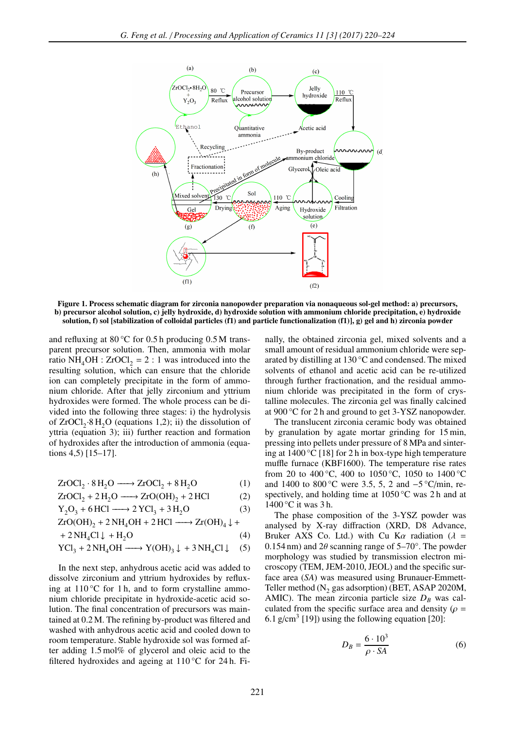**Figure 1. Process schematic diagram for zirconia nanopowder preparation via nonaqueous sol-gel method: a) precursors, b) precursor alcohol solution, c) jelly hydroxide, d) hydroxide solution with ammonium chloride precipitation, e) hydroxide solution, f) sol [stabilization of colloidal particles (f1) and particle functionalization (f1)], g) gel and h) zirconia powder**

and refluxing at 80 °C for 0.5 h producing 0.5 M transparent precursor solution. Then, ammonia with molar ratio $NH_4OH : ZrOCl_2 = 2 : 1$ was introduced into the resulting solution, which can ensure that the chloride ion can completely precipitate in the form of ammonium chloride. After that jelly zirconium and yttrium hydroxides were formed. The whole process can be divided into the following three stages: i) the hydrolysis of $ZrOCl_2 \cdot 8\,H_2O$ (equations 1,2); ii) the dissolution of yttria (equation 3); iii) further reaction and formation of hydroxides after the introduction of ammonia (equations 4,5) [15–17].

$$ZrOCl_2 \cdot 8\,H_2O \longrightarrow ZrOCl_2 + 8\,H_2O \tag{1}$$

$$ZrOCl_2 + 2\,H_2O \longrightarrow ZrO(OH)_2 + 2\,HCl \tag{2}$$

$$Y_2O_3 + 6\,HCl \longrightarrow 2\,YCl_3 + 3\,H_2O \tag{3}$$

$$ZrO(OH)_2 + 2\,NH_4OH + 2\,HCl \longrightarrow Zr(OH)_4\downarrow + 2\,NH_4Cl\downarrow + H_2O \tag{4}$$

$$YCl_3 + 2\,NH_4OH \longrightarrow Y(OH)_3\downarrow + 3\,NH_4Cl\downarrow \tag{5}$$

In the next step, anhydrous acetic acid was added to dissolve zirconium and yttrium hydroxides by refluxing at 110 °C for 1 h, and to form crystalline ammonium chloride precipitate in hydroxide-acetic acid solution. The final concentration of precursors was maintained at 0.2 M. The refining by-product was filtered and washed with anhydrous acetic acid and cooled down to room temperature. Stable hydroxide sol was formed after adding 1.5 mol% of glycerol and oleic acid to the filtered hydroxides and ageing at 110 °C for 24 h. Finally, the obtained zirconia gel, mixed solvents and a small amount of residual ammonium chloride were separated by distilling at 130 °C and condensed. The mixed solvents of ethanol and acetic acid can be re-utilized through further fractionation, and the residual ammonium chloride was precipitated in the form of crystalline molecules. The zirconia gel was finally calcined at 900 °C for 2 h and ground to get 3-YSZ nanopowder.

The translucent zirconia ceramic body was obtained by granulation by agate mortar grinding for 15 min, pressing into pellets under pressure of 8 MPa and sintering at 1400 °C [18] for 2 h in box-type high temperature muffle furnace (KBF1600). The temperature rise rates from 20 to 400 °C, 400 to 1050 °C, 1050 to 1400 °C and 1400 to 800 °C were 3.5, 5, 2 and −5 °C/min, respectively, and holding time at 1050 °C was 2 h and at 1400 °C it was 3 h.

The phase composition of the 3-YSZ powder was analysed by X-ray diffraction (XRD, D8 Advance, Bruker AXS Co. Ltd.) with Cu K$\alpha$ radiation ($\lambda$ = 0.154 nm) and $2\theta$ scanning range of 5–70°. The powder morphology was studied by transmission electron microscopy (TEM, JEM-2010, JEOL) and the specific surface area (*SA*) was measured using Brunauer-Emmett-Teller method ($N_2$ gas adsorption) (BET, ASAP 2020M, AMIC). The mean zirconia particle size $D_B$ was calculated from the specific surface area and density ($\rho$ = 6.1 g/cm$^3$ [19]) using the following equation [20]:

$$D_B = \frac{6 \cdot 10^3}{\rho \cdot SA} \tag{6}$$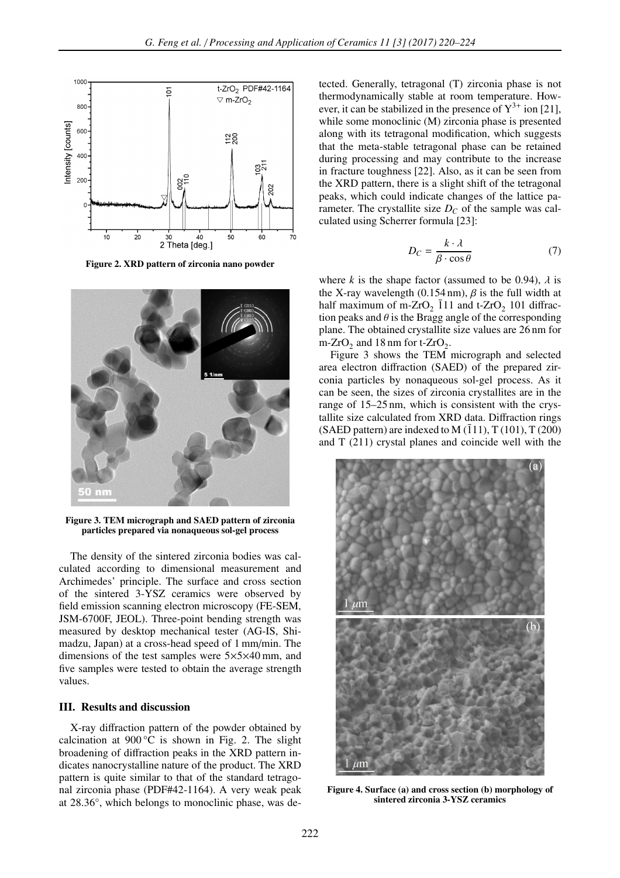Figure 2. XRD pattern of zirconia nano powder

Figure 3. TEM micrograph and SAED pattern of zirconia particles prepared via nonaqueous sol-gel process

The density of the sintered zirconia bodies was calculated according to dimensional measurement and Archimedes' principle. The surface and cross section of the sintered 3-YSZ ceramics were observed by field emission scanning electron microscopy (FE-SEM, JSM-6700F, JEOL). Three-point bending strength was measured by desktop mechanical tester (AG-IS, Shimadzu, Japan) at a cross-head speed of 1 mm/min. The dimensions of the test samples were 5×5×40 mm, and five samples were tested to obtain the average strength values.

## III. Results and discussion

X-ray diffraction pattern of the powder obtained by calcination at 900 °C is shown in Fig. 2. The slight broadening of diffraction peaks in the XRD pattern indicates nanocrystalline nature of the product. The XRD pattern is quite similar to that of the standard tetragonal zirconia phase (PDF#42-1164). A very weak peak at 28.36°, which belongs to monoclinic phase, was detected. Generally, tetragonal (T) zirconia phase is not thermodynamically stable at room temperature. However, it can be stabilized in the presence of $Y^{3+}$ ion [21], while some monoclinic (M) zirconia phase is presented along with its tetragonal modification, which suggests that the meta-stable tetragonal phase can be retained during processing and may contribute to the increase in fracture toughness [22]. Also, as it can be seen from the XRD pattern, there is a slight shift of the tetragonal peaks, which could indicate changes of the lattice parameter. The crystallite size $D_C$ of the sample was calculated using Scherrer formula [23]:

$$D_C = \frac{k \cdot \lambda}{\beta \cdot \cos\theta} \tag{7}$$

where $k$ is the shape factor (assumed to be 0.94), $\lambda$ is the X-ray wavelength (0.154 nm), $\beta$ is the full width at half maximum of m-$ZrO_2$ $\bar{1}11$ and t-$ZrO_2$ 101 diffraction peaks and $\theta$ is the Bragg angle of the corresponding plane. The obtained crystallite size values are 26 nm for m-$ZrO_2$ and 18 nm for t-$ZrO_2$.

Figure 3 shows the TEM micrograph and selected area electron diffraction (SAED) of the prepared zirconia particles by nonaqueous sol-gel process. As it can be seen, the sizes of zirconia crystallites are in the range of 15–25 nm, which is consistent with the crystallite size calculated from XRD data. Diffraction rings (SAED pattern) are indexed to M ($\bar{1}11$), T (101), T (200) and T (211) crystal planes and coincide well with the

Figure 4. Surface (a) and cross section (b) morphology of sintered zirconia 3-YSZ ceramics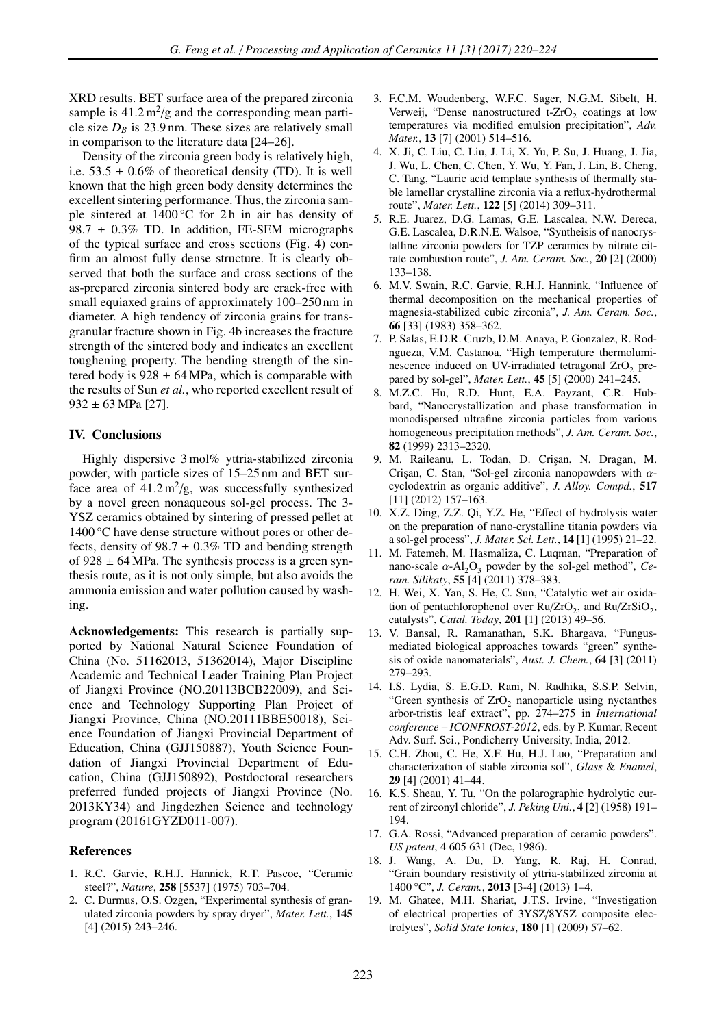XRD results. BET surface area of the prepared zirconia sample is 41.2 $m^2/g$ and the corresponding mean particle size $D_B$ is 23.9 nm. These sizes are relatively small in comparison to the literature data [24–26].

Density of the zirconia green body is relatively high, i.e. 53.5 ± 0.6% of theoretical density (TD). It is well known that the high green body density determines the excellent sintering performance. Thus, the zirconia sample sintered at 1400 °C for 2 h in air has density of 98.7 ± 0.3% TD. In addition, FE-SEM micrographs of the typical surface and cross sections (Fig. 4) confirm an almost fully dense structure. It is clearly observed that both the surface and cross sections of the as-prepared zirconia sintered body are crack-free with small equiaxed grains of approximately 100–250 nm in diameter. A high tendency of zirconia grains for transgranular fracture shown in Fig. 4b increases the fracture strength of the sintered body and indicates an excellent toughening property. The bending strength of the sintered body is 928 ± 64 MPa, which is comparable with the results of Sun *et al.*, who reported excellent result of 932 ± 63 MPa [27].

## IV. Conclusions

Highly dispersive 3 mol% yttria-stabilized zirconia powder, with particle sizes of 15–25 nm and BET surface area of 41.2 $m^2/g$, was successfully synthesized by a novel green nonaqueous sol-gel process. The 3-YSZ ceramics obtained by sintering of pressed pellet at 1400 °C have dense structure without pores or other defects, density of 98.7 ± 0.3% TD and bending strength of 928 ± 64 MPa. The synthesis process is a green synthesis route, as it is not only simple, but also avoids the ammonia emission and water pollution caused by washing.

**Acknowledgements:** This research is partially supported by National Natural Science Foundation of China (No. 51162013, 51362014), Major Discipline Academic and Technical Leader Training Plan Project of Jiangxi Province (NO.20113BCB22009), and Science and Technology Supporting Plan Project of Jiangxi Province, China (NO.20111BBE50018), Science Foundation of Jiangxi Provincial Department of Education, China (GJJ150887), Youth Science Foundation of Jiangxi Provincial Department of Education, China (GJJ150892), Postdoctoral researchers preferred funded projects of Jiangxi Province (No. 2013KY34) and Jingdezhen Science and technology program (20161GYZD011-007).

### References

1. R.C. Garvie, R.H.J. Hannick, R.T. Pascoe, "Ceramic steel?", *Nature*, **258** [5537] (1975) 703–704.
2. C. Durmus, O.S. Ozgen, "Experimental synthesis of granulated zirconia powders by spray dryer", *Mater. Lett.*, **145** [4] (2015) 243–246.
3. F.C.M. Woudenberg, W.F.C. Sager, N.G.M. Sibelt, H. Verweij, "Dense nanostructured t-$ZrO_2$ coatings at low temperatures via modified emulsion precipitation", *Adv. Mater.*, **13** [7] (2001) 514–516.
4. X. Ji, C. Liu, C. Liu, J. Li, X. Yu, P. Su, J. Huang, J. Jia, J. Wu, L. Chen, C. Chen, Y. Wu, Y. Fan, J. Lin, B. Cheng, C. Tang, "Lauric acid template synthesis of thermally stable lamellar crystalline zirconia via a reflux-hydrothermal route", *Mater. Lett.*, **122** [5] (2014) 309–311.
5. R.E. Juarez, D.G. Lamas, G.E. Lascalea, N.W. Dereca, G.E. Lascalea, D.R.N.E. Walsoe, "Syntheisis of nanocrystalline zirconia powders for TZP ceramics by nitrate citrate combustion route", *J. Am. Ceram. Soc.*, **20** [2] (2000) 133–138.
6. M.V. Swain, R.C. Garvie, R.H.J. Hannink, "Influence of thermal decomposition on the mechanical properties of magnesia-stabilized cubic zirconia", *J. Am. Ceram. Soc.*, **66** [33] (1983) 358–362.
7. P. Salas, E.D.R. Cruzb, D.M. Anaya, P. Gonzalez, R. Rodngueza, V.M. Castanoa, "High temperature thermoluminescence induced on UV-irradiated tetragonal $ZrO_2$ prepared by sol-gel", *Mater. Lett.*, **45** [5] (2000) 241–245.
8. M.Z.C. Hu, R.D. Hunt, E.A. Payzant, C.R. Hubbard, "Nanocrystallization and phase transformation in monodispersed ultrafine zirconia particles from various homogeneous precipitation methods", *J. Am. Ceram. Soc.*, **82** (1999) 2313–2320.
9. M. Raileanu, L. Todan, D. Crişan, N. Dragan, M. Crişan, C. Stan, "Sol-gel zirconia nanopowders with $\alpha$-cyclodextrin as organic additive", *J. Alloy. Compd.*, **517** [11] (2012) 157–163.
10. X.Z. Ding, Z.Z. Qi, Y.Z. He, "Effect of hydrolysis water on the preparation of nano-crystalline titania powders via a sol-gel process", *J. Mater. Sci. Lett.*, **14** [1] (1995) 21–22.
11. M. Fatemeh, M. Hasmaliza, C. Luqman, "Preparation of nano-scale $\alpha$-$Al_2O_3$ powder by the sol-gel method", *Ceram. Silikaty*, **55** [4] (2011) 378–383.
12. H. Wei, X. Yan, S. He, C. Sun, "Catalytic wet air oxidation of pentachlorophenol over Ru/$ZrO_2$, and Ru/$ZrSiO_2$, catalysts", *Catal. Today*, **201** [1] (2013) 49–56.
13. V. Bansal, R. Ramanathan, S.K. Bhargava, "Fungus-mediated biological approaches towards "green" synthesis of oxide nanomaterials", *Aust. J. Chem.*, **64** [3] (2011) 279–293.
14. I.S. Lydia, S. E.G.D. Rani, N. Radhika, S.S.P. Selvin, "Green synthesis of $ZrO_2$ nanoparticle using nyctanthes arbor-tristis leaf extract", pp. 274–275 in *International conference – ICONFROST-2012*, eds. by P. Kumar, Recent Adv. Surf. Sci., Pondicherry University, India, 2012.
15. C.H. Zhou, C. He, X.F. Hu, H.J. Luo, "Preparation and characterization of stable zirconia sol", *Glass & Enamel*, **29** [4] (2001) 41–44.
16. K.S. Sheau, Y. Tu, "On the polarographic hydrolytic current of zirconyl chloride", *J. Peking Uni.*, **4** [2] (1958) 191–194.
17. G.A. Rossi, "Advanced preparation of ceramic powders". *US patent*, 4 605 631 (Dec, 1986).
18. J. Wang, A. Du, D. Yang, R. Raj, H. Conrad, "Grain boundary resistivity of yttria-stabilized zirconia at 1400 °C", *J. Ceram.*, **2013** [3-4] (2013) 1–4.
19. M. Ghatee, M.H. Shariat, J.T.S. Irvine, "Investigation of electrical properties of 3YSZ/8YSZ composite electrolytes", *Solid State Ionics*, **180** [1] (2009) 57–62.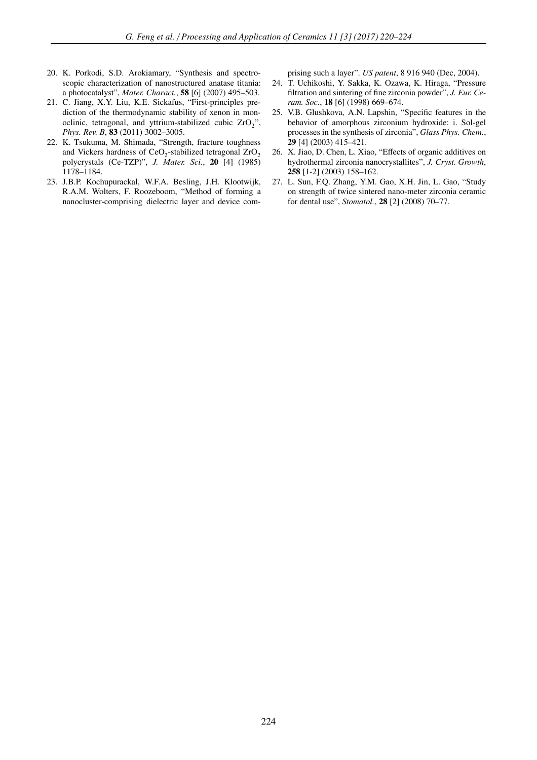20. K. Porkodi, S.D. Arokiamary, "Synthesis and spectroscopic characterization of nanostructured anatase titania: a photocatalyst", *Mater. Charact.*, **58** [6] (2007) 495–503.
21. C. Jiang, X.Y. Liu, K.E. Sickafus, "First-principles prediction of the thermodynamic stability of xenon in monoclinic, tetragonal, and yttrium-stabilized cubic $ZrO_2$", *Phys. Rev. B*, **83** (2011) 3002–3005.
22. K. Tsukuma, M. Shimada, "Strength, fracture toughness and Vickers hardness of $CeO_2$-stabilized tetragonal $ZrO_2$ polycrystals (Ce-TZP)", *J. Mater. Sci.*, **20** [4] (1985) 1178–1184.
23. J.B.P. Kochupurackal, W.F.A. Besling, J.H. Klootwijk, R.A.M. Wolters, F. Roozeboom, "Method of forming a nanocluster-comprising dielectric layer and device comprising such a layer". *US patent*, 8 916 940 (Dec, 2004).
24. T. Uchikoshi, Y. Sakka, K. Ozawa, K. Hiraga, "Pressure filtration and sintering of fine zirconia powder", *J. Eur. Ceram. Soc.*, **18** [6] (1998) 669–674.
25. V.B. Glushkova, A.N. Lapshin, "Specific features in the behavior of amorphous zirconium hydroxide: i. Sol-gel processes in the synthesis of zirconia", *Glass Phys. Chem.*, **29** [4] (2003) 415–421.
26. X. Jiao, D. Chen, L. Xiao, "Effects of organic additives on hydrothermal zirconia nanocrystallites", *J. Cryst. Growth*, **258** [1-2] (2003) 158–162.
27. L. Sun, F.Q. Zhang, Y.M. Gao, X.H. Jin, L. Gao, "Study on strength of twice sintered nano-meter zirconia ceramic for dental use", *Stomatol.*, **28** [2] (2008) 70–77.